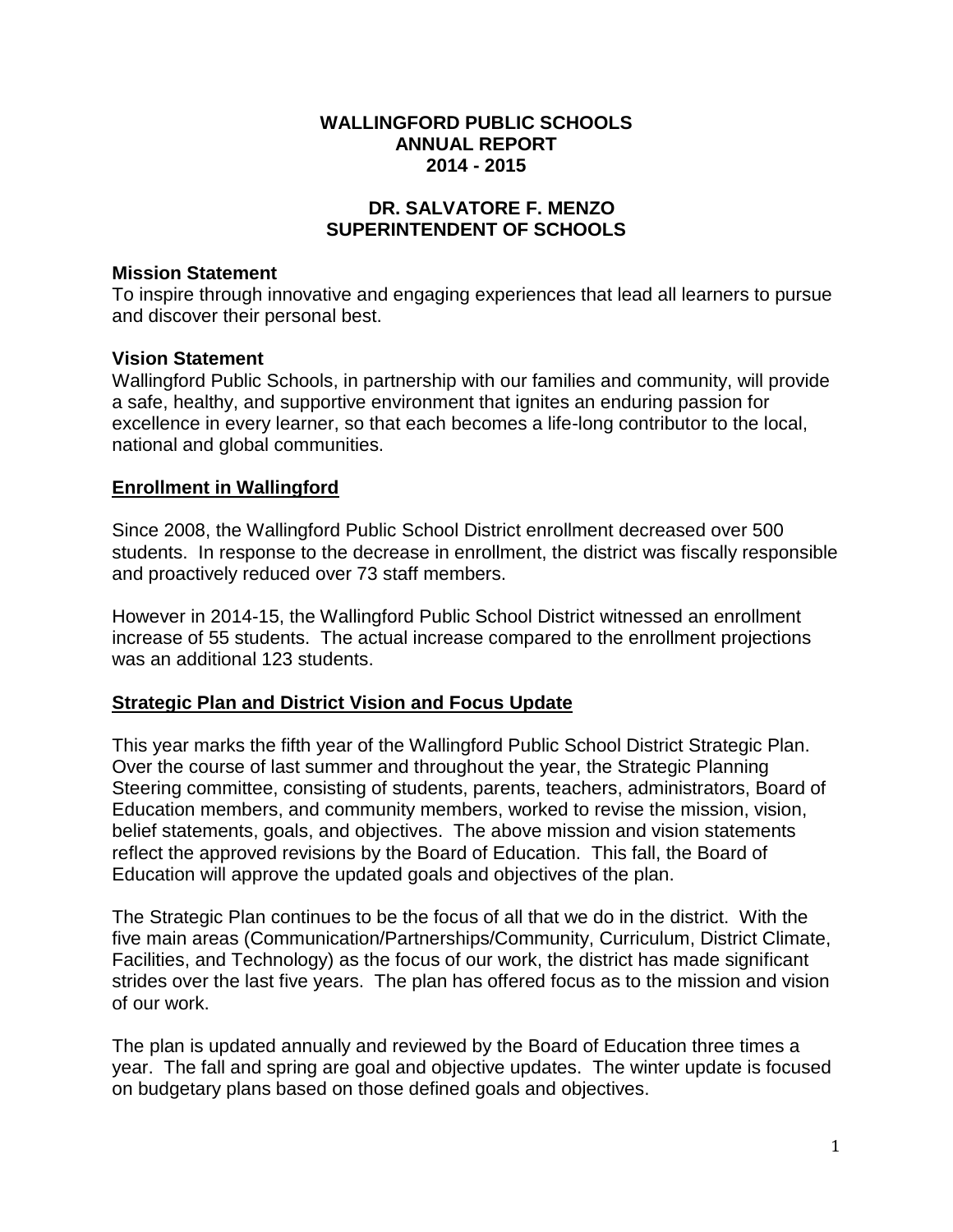# WALLINGFORD PUBLIC SCHOOLS
# ANNUAL REPORT
# 2014 - 2015

## DR. SALVATORE F. MENZO
## SUPERINTENDENT OF SCHOOLS

**Mission Statement**
To inspire through innovative and engaging experiences that lead all learners to pursue and discover their personal best.

**Vision Statement**
Wallingford Public Schools, in partnership with our families and community, will provide a safe, healthy, and supportive environment that ignites an enduring passion for excellence in every learner, so that each becomes a life-long contributor to the local, national and global communities.

## Enrollment in Wallingford

Since 2008, the Wallingford Public School District enrollment decreased over 500 students. In response to the decrease in enrollment, the district was fiscally responsible and proactively reduced over 73 staff members.

However in 2014-15, the Wallingford Public School District witnessed an enrollment increase of 55 students. The actual increase compared to the enrollment projections was an additional 123 students.

## Strategic Plan and District Vision and Focus Update

This year marks the fifth year of the Wallingford Public School District Strategic Plan. Over the course of last summer and throughout the year, the Strategic Planning Steering committee, consisting of students, parents, teachers, administrators, Board of Education members, and community members, worked to revise the mission, vision, belief statements, goals, and objectives. The above mission and vision statements reflect the approved revisions by the Board of Education. This fall, the Board of Education will approve the updated goals and objectives of the plan.

The Strategic Plan continues to be the focus of all that we do in the district. With the five main areas (Communication/Partnerships/Community, Curriculum, District Climate, Facilities, and Technology) as the focus of our work, the district has made significant strides over the last five years. The plan has offered focus as to the mission and vision of our work.

The plan is updated annually and reviewed by the Board of Education three times a year. The fall and spring are goal and objective updates. The winter update is focused on budgetary plans based on those defined goals and objectives.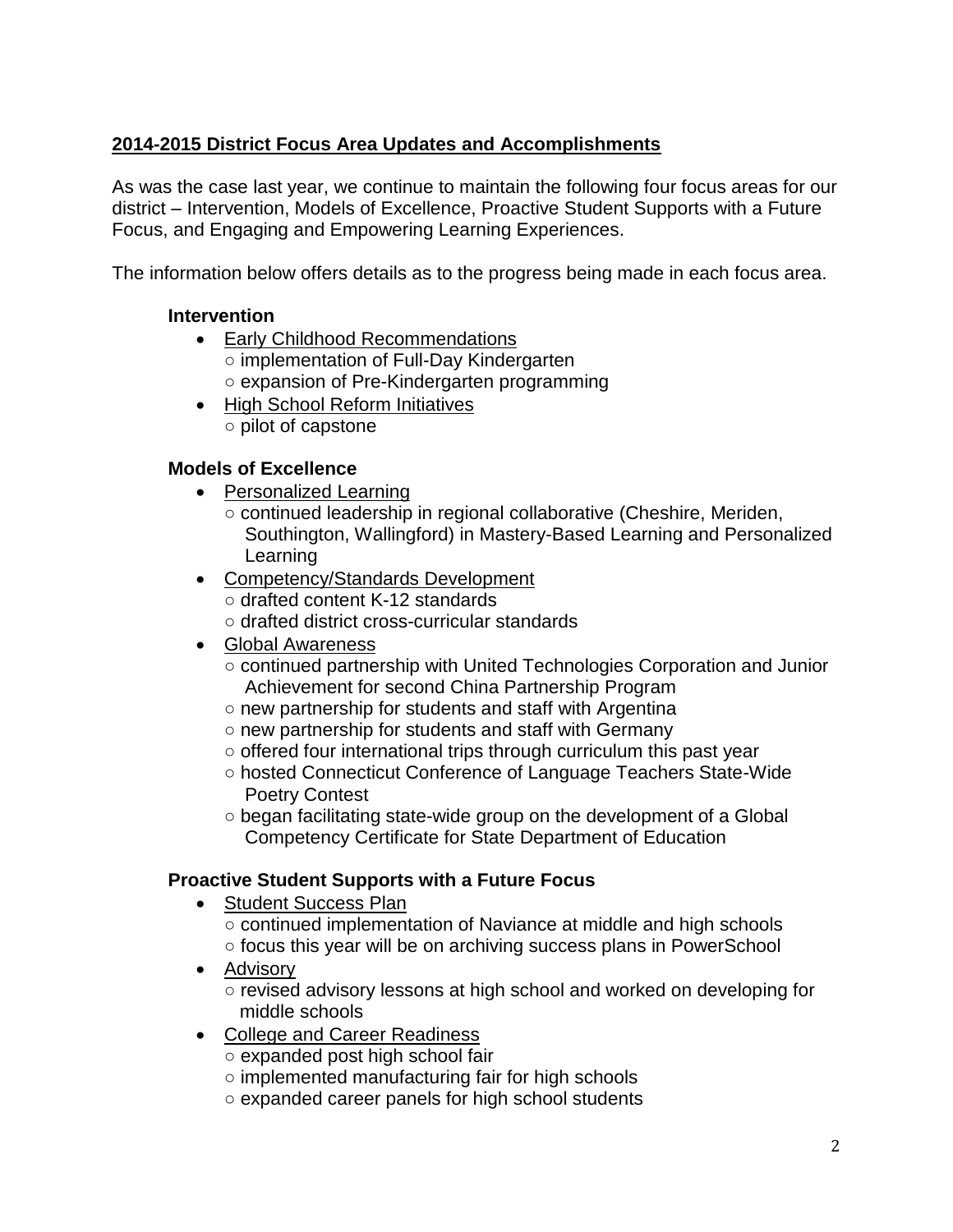## 2014-2015 District Focus Area Updates and Accomplishments

As was the case last year, we continue to maintain the following four focus areas for our district – Intervention, Models of Excellence, Proactive Student Supports with a Future Focus, and Engaging and Empowering Learning Experiences.

The information below offers details as to the progress being made in each focus area.

### Intervention

- Early Childhood Recommendations
  - implementation of Full-Day Kindergarten
  - expansion of Pre-Kindergarten programming
- High School Reform Initiatives
  - pilot of capstone

### Models of Excellence

- Personalized Learning
  - continued leadership in regional collaborative (Cheshire, Meriden, Southington, Wallingford) in Mastery-Based Learning and Personalized Learning
- Competency/Standards Development
  - drafted content K-12 standards
  - drafted district cross-curricular standards
- Global Awareness
  - continued partnership with United Technologies Corporation and Junior Achievement for second China Partnership Program
  - new partnership for students and staff with Argentina
  - new partnership for students and staff with Germany
  - offered four international trips through curriculum this past year
  - hosted Connecticut Conference of Language Teachers State-Wide Poetry Contest
  - began facilitating state-wide group on the development of a Global Competency Certificate for State Department of Education

### Proactive Student Supports with a Future Focus

- Student Success Plan
  - continued implementation of Naviance at middle and high schools
  - focus this year will be on archiving success plans in PowerSchool
- Advisory
  - revised advisory lessons at high school and worked on developing for middle schools
- College and Career Readiness
  - expanded post high school fair
  - implemented manufacturing fair for high schools
  - expanded career panels for high school students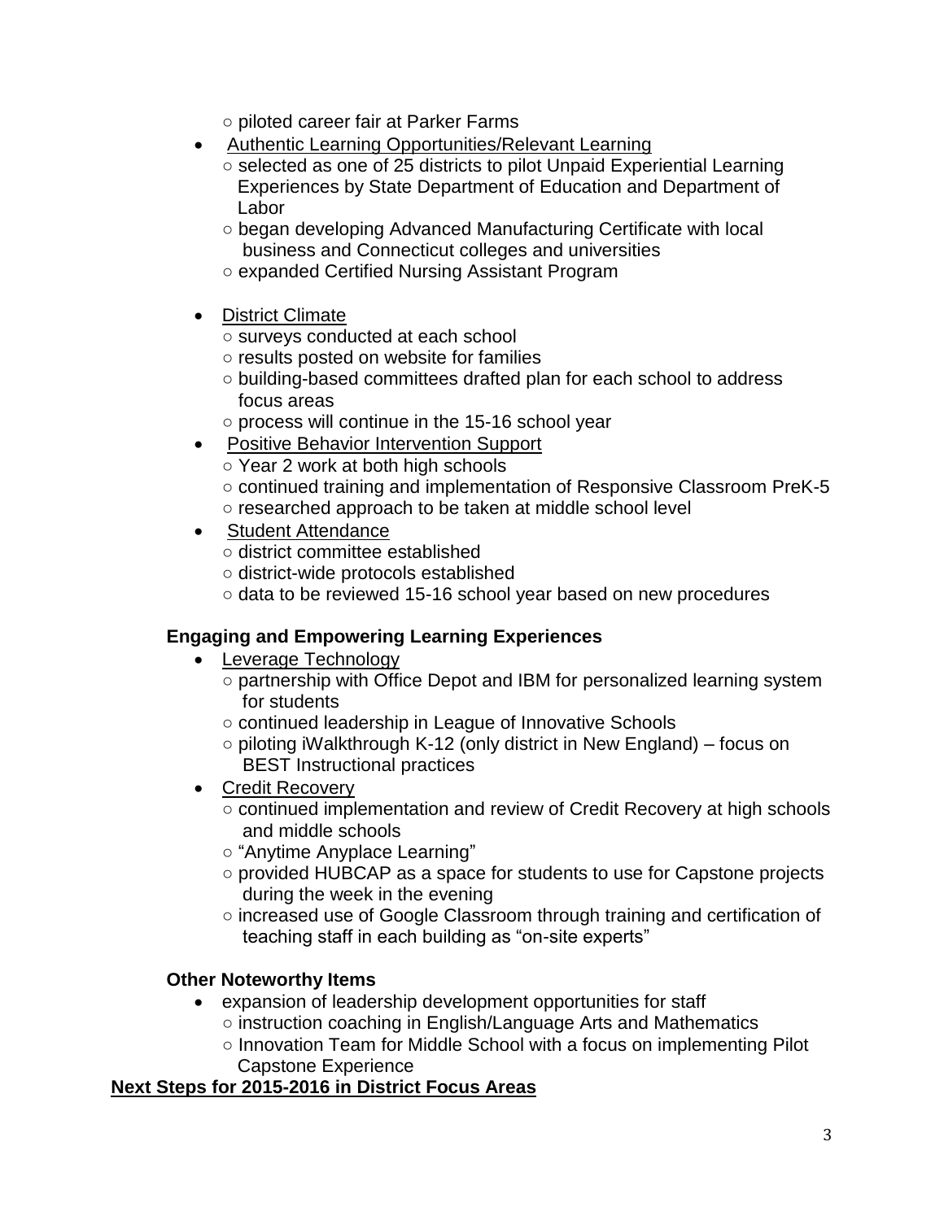- piloted career fair at Parker Farms
- <u>Authentic Learning Opportunities/Relevant Learning</u>
  - selected as one of 25 districts to pilot Unpaid Experiential Learning Experiences by State Department of Education and Department of Labor
  - began developing Advanced Manufacturing Certificate with local business and Connecticut colleges and universities
  - expanded Certified Nursing Assistant Program

- <u>District Climate</u>
  - surveys conducted at each school
  - results posted on website for families
  - building-based committees drafted plan for each school to address focus areas
  - process will continue in the 15-16 school year
- <u>Positive Behavior Intervention Support</u>
  - Year 2 work at both high schools
  - continued training and implementation of Responsive Classroom PreK-5
  - researched approach to be taken at middle school level
- <u>Student Attendance</u>
  - district committee established
  - district-wide protocols established
  - data to be reviewed 15-16 school year based on new procedures

**Engaging and Empowering Learning Experiences**

- <u>Leverage Technology</u>
  - partnership with Office Depot and IBM for personalized learning system for students
  - continued leadership in League of Innovative Schools
  - piloting iWalkthrough K-12 (only district in New England) – focus on BEST Instructional practices
- <u>Credit Recovery</u>
  - continued implementation and review of Credit Recovery at high schools and middle schools
  - "Anytime Anyplace Learning"
  - provided HUBCAP as a space for students to use for Capstone projects during the week in the evening
  - increased use of Google Classroom through training and certification of teaching staff in each building as "on-site experts"

**Other Noteworthy Items**

- expansion of leadership development opportunities for staff
  - instruction coaching in English/Language Arts and Mathematics
  - Innovation Team for Middle School with a focus on implementing Pilot Capstone Experience

**<u>Next Steps for 2015-2016 in District Focus Areas</u>**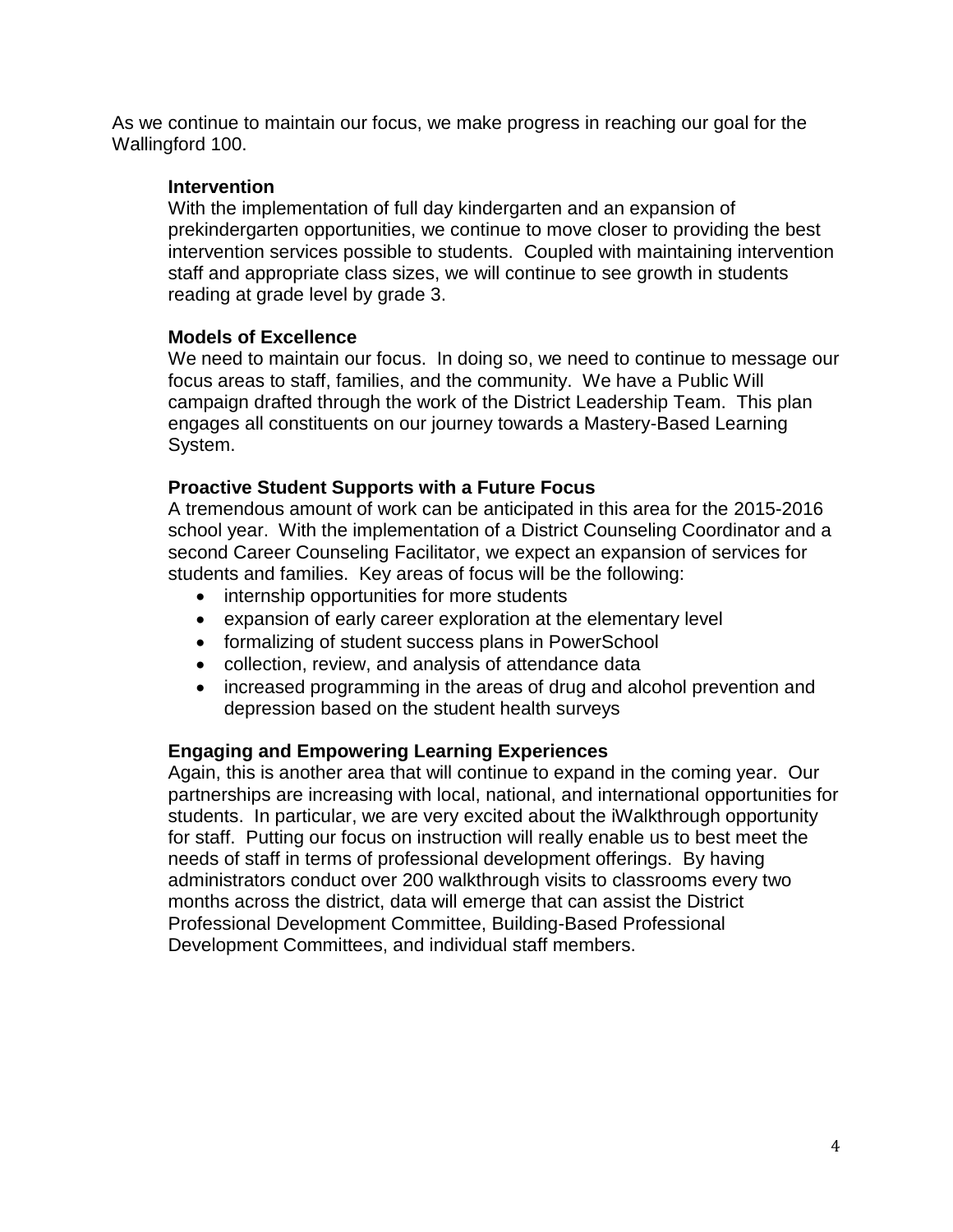As we continue to maintain our focus, we make progress in reaching our goal for the Wallingford 100.

**Intervention**

With the implementation of full day kindergarten and an expansion of prekindergarten opportunities, we continue to move closer to providing the best intervention services possible to students. Coupled with maintaining intervention staff and appropriate class sizes, we will continue to see growth in students reading at grade level by grade 3.

**Models of Excellence**

We need to maintain our focus. In doing so, we need to continue to message our focus areas to staff, families, and the community. We have a Public Will campaign drafted through the work of the District Leadership Team. This plan engages all constituents on our journey towards a Mastery-Based Learning System.

**Proactive Student Supports with a Future Focus**

A tremendous amount of work can be anticipated in this area for the 2015-2016 school year. With the implementation of a District Counseling Coordinator and a second Career Counseling Facilitator, we expect an expansion of services for students and families. Key areas of focus will be the following:

- internship opportunities for more students
- expansion of early career exploration at the elementary level
- formalizing of student success plans in PowerSchool
- collection, review, and analysis of attendance data
- increased programming in the areas of drug and alcohol prevention and depression based on the student health surveys

**Engaging and Empowering Learning Experiences**

Again, this is another area that will continue to expand in the coming year. Our partnerships are increasing with local, national, and international opportunities for students. In particular, we are very excited about the iWalkthrough opportunity for staff. Putting our focus on instruction will really enable us to best meet the needs of staff in terms of professional development offerings. By having administrators conduct over 200 walkthrough visits to classrooms every two months across the district, data will emerge that can assist the District Professional Development Committee, Building-Based Professional Development Committees, and individual staff members.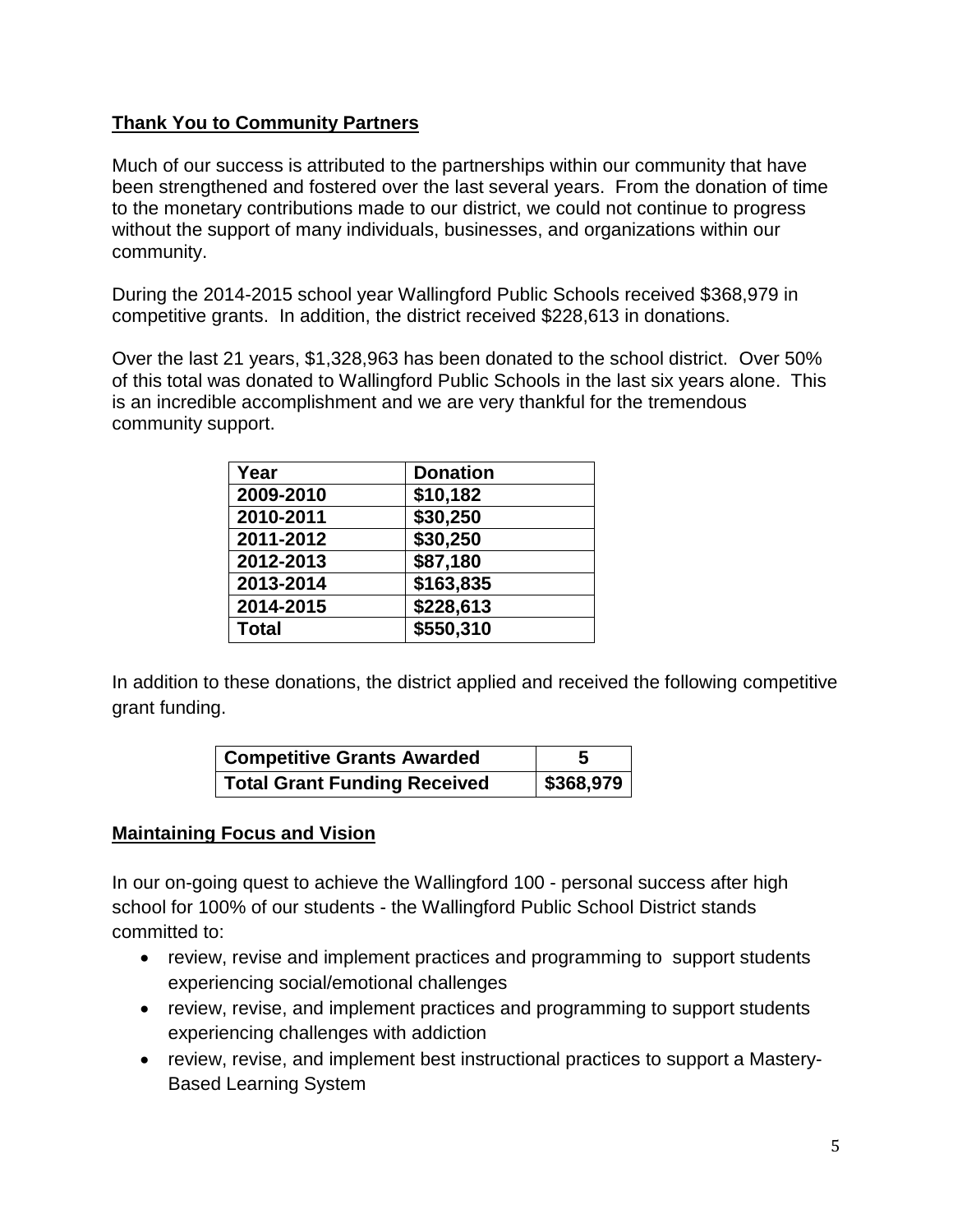**Thank You to Community Partners**

Much of our success is attributed to the partnerships within our community that have been strengthened and fostered over the last several years. From the donation of time to the monetary contributions made to our district, we could not continue to progress without the support of many individuals, businesses, and organizations within our community.

During the 2014-2015 school year Wallingford Public Schools received $368,979 in competitive grants. In addition, the district received $228,613 in donations.

Over the last 21 years, $1,328,963 has been donated to the school district. Over 50% of this total was donated to Wallingford Public Schools in the last six years alone. This is an incredible accomplishment and we are very thankful for the tremendous community support.

| Year | Donation |
|---|---|
| 2009-2010 | $10,182 |
| 2010-2011 | $30,250 |
| 2011-2012 | $30,250 |
| 2012-2013 | $87,180 |
| 2013-2014 | $163,835 |
| 2014-2015 | $228,613 |
| Total | $550,310 |

In addition to these donations, the district applied and received the following competitive grant funding.

| Competitive Grants Awarded | 5 |
|---|---|
| Total Grant Funding Received | $368,979 |

**Maintaining Focus and Vision**

In our on-going quest to achieve the Wallingford 100 - personal success after high school for 100% of our students - the Wallingford Public School District stands committed to:

- review, revise and implement practices and programming to support students experiencing social/emotional challenges
- review, revise, and implement practices and programming to support students experiencing challenges with addiction
- review, revise, and implement best instructional practices to support a Mastery-Based Learning System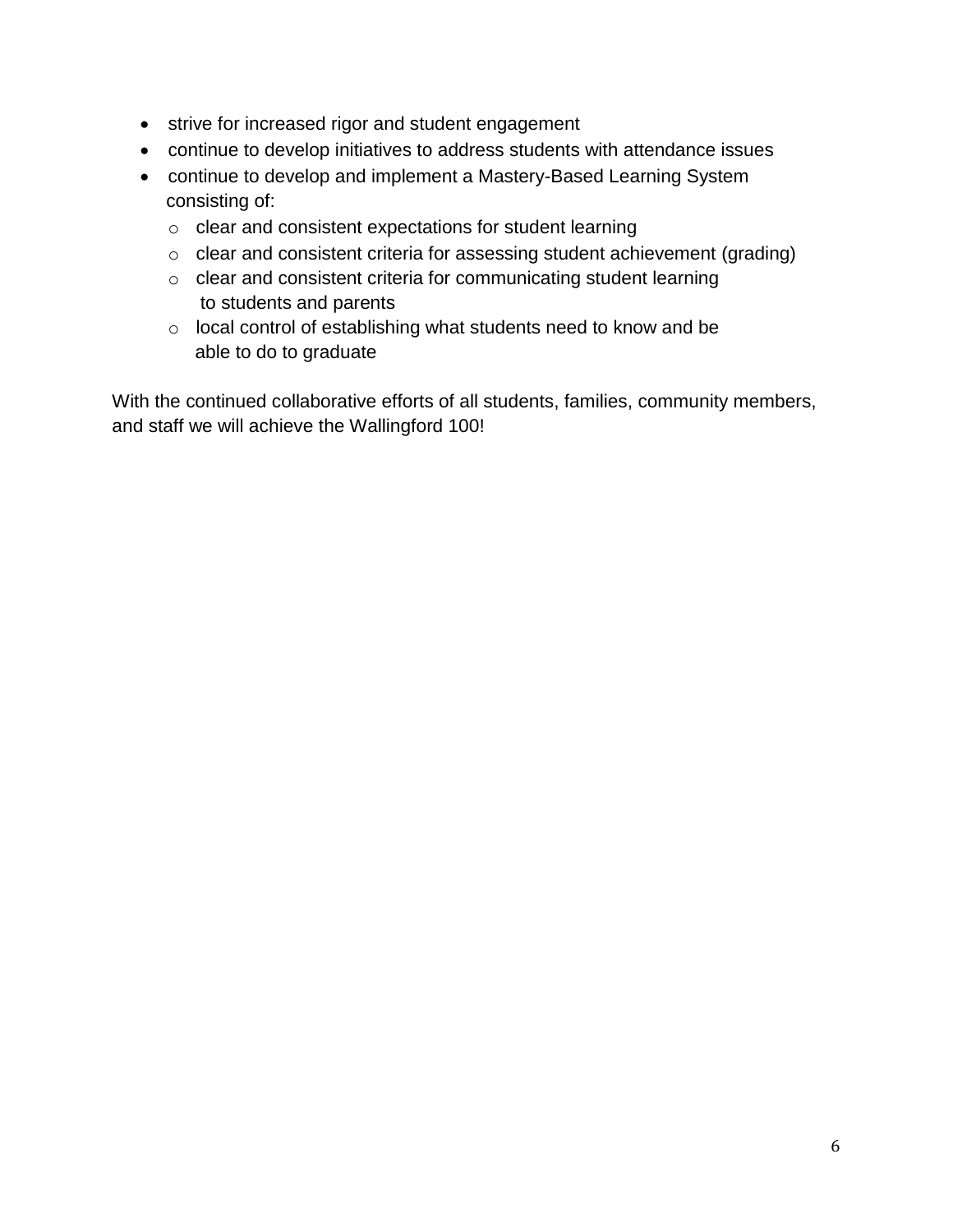- strive for increased rigor and student engagement
- continue to develop initiatives to address students with attendance issues
- continue to develop and implement a Mastery-Based Learning System consisting of:
  - clear and consistent expectations for student learning
  - clear and consistent criteria for assessing student achievement (grading)
  - clear and consistent criteria for communicating student learning to students and parents
  - local control of establishing what students need to know and be able to do to graduate

With the continued collaborative efforts of all students, families, community members, and staff we will achieve the Wallingford 100!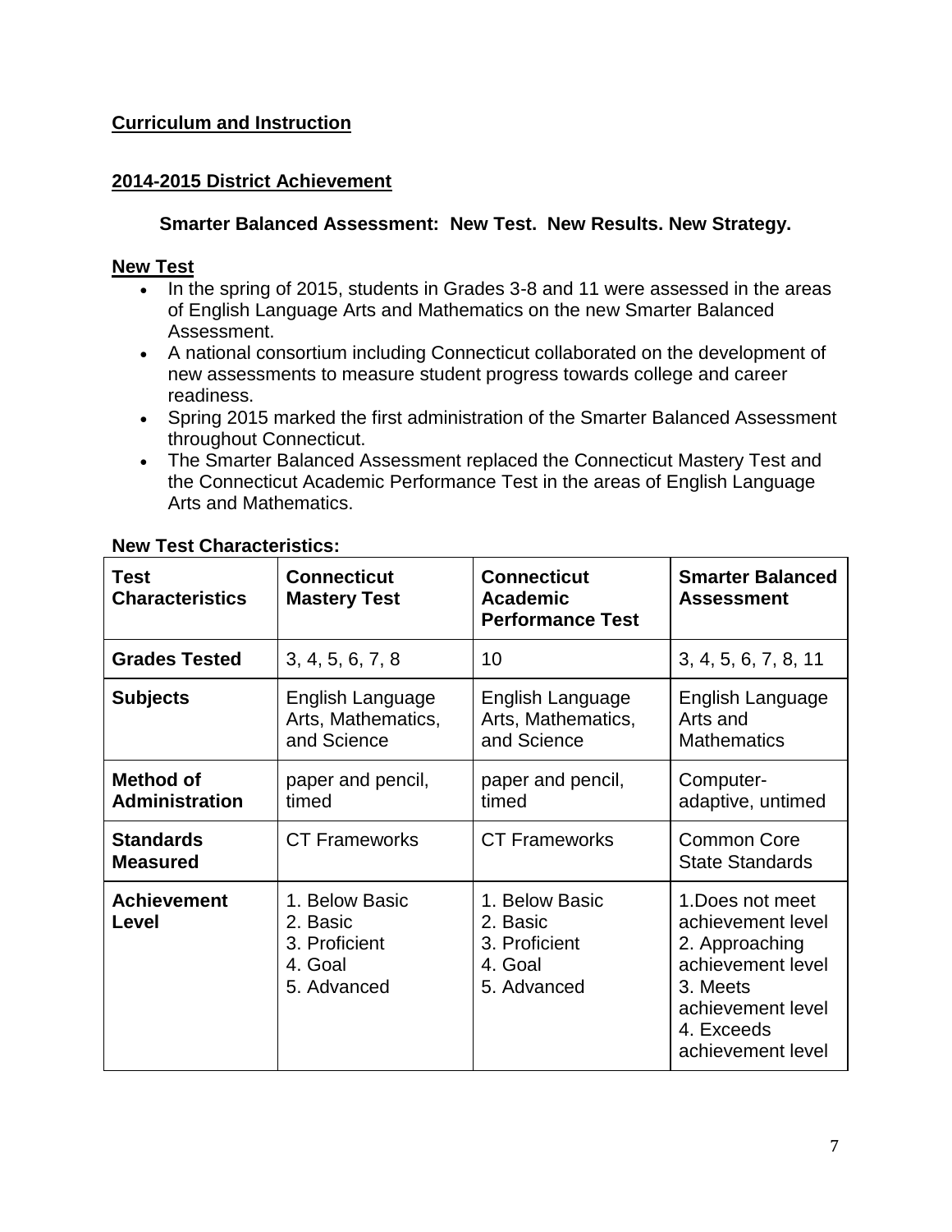## Curriculum and Instruction

## 2014-2015 District Achievement

### Smarter Balanced Assessment: New Test. New Results. New Strategy.

**New Test**

- In the spring of 2015, students in Grades 3-8 and 11 were assessed in the areas of English Language Arts and Mathematics on the new Smarter Balanced Assessment.
- A national consortium including Connecticut collaborated on the development of new assessments to measure student progress towards college and career readiness.
- Spring 2015 marked the first administration of the Smarter Balanced Assessment throughout Connecticut.
- The Smarter Balanced Assessment replaced the Connecticut Mastery Test and the Connecticut Academic Performance Test in the areas of English Language Arts and Mathematics.

**New Test Characteristics:**

| Test Characteristics | Connecticut Mastery Test | Connecticut Academic Performance Test | Smarter Balanced Assessment |
|---|---|---|---|
| **Grades Tested** | 3, 4, 5, 6, 7, 8 | 10 | 3, 4, 5, 6, 7, 8, 11 |
| **Subjects** | English Language Arts, Mathematics, and Science | English Language Arts, Mathematics, and Science | English Language Arts and Mathematics |
| **Method of Administration** | paper and pencil, timed | paper and pencil, timed | Computer-adaptive, untimed |
| **Standards Measured** | CT Frameworks | CT Frameworks | Common Core State Standards |
| **Achievement Level** | 1. Below Basic<br>2. Basic<br>3. Proficient<br>4. Goal<br>5. Advanced | 1. Below Basic<br>2. Basic<br>3. Proficient<br>4. Goal<br>5. Advanced | 1. Does not meet achievement level<br>2. Approaching achievement level<br>3. Meets achievement level<br>4. Exceeds achievement level |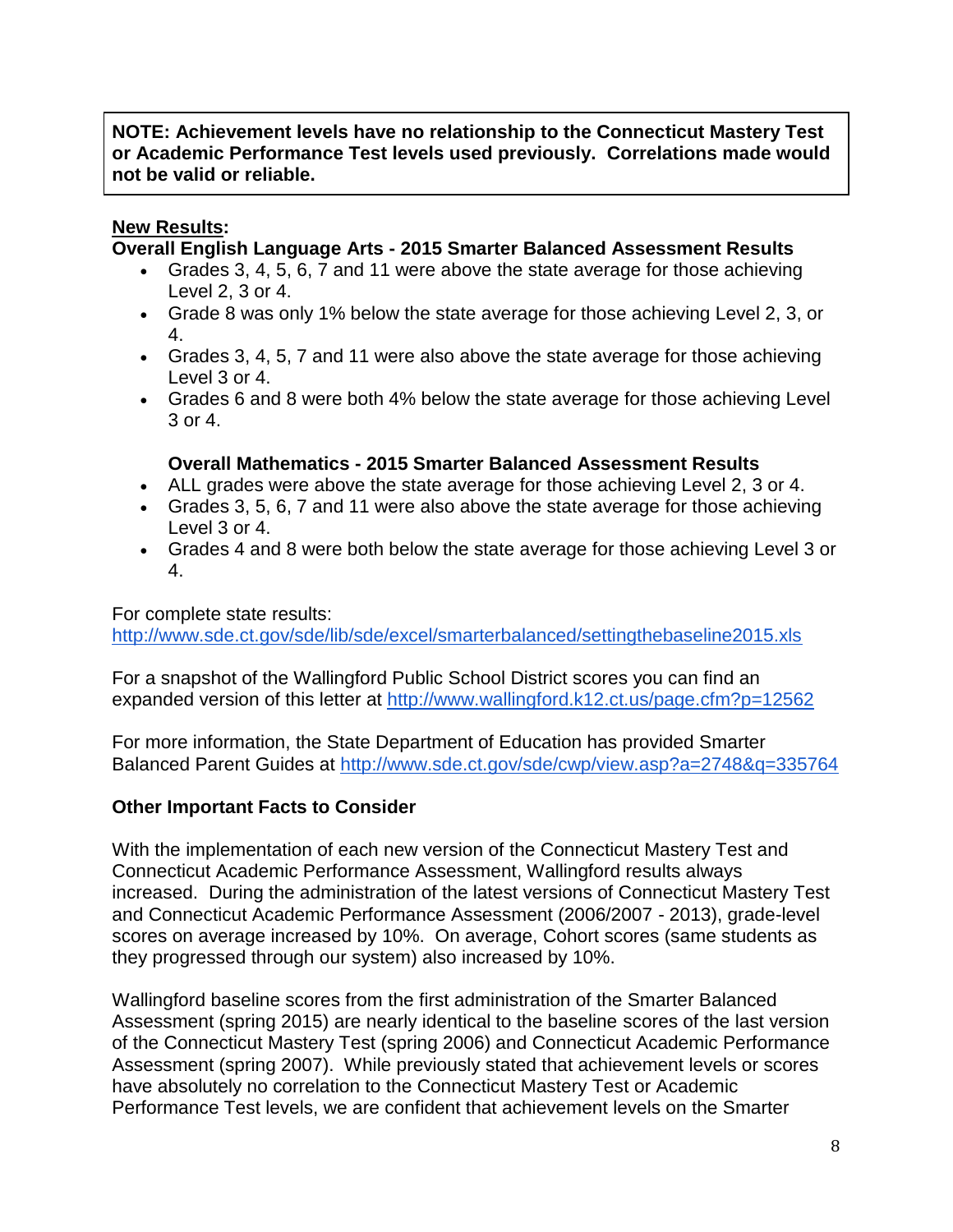**NOTE: Achievement levels have no relationship to the Connecticut Mastery Test or Academic Performance Test levels used previously. Correlations made would not be valid or reliable.**

**New Results:**

**Overall English Language Arts - 2015 Smarter Balanced Assessment Results**

- Grades 3, 4, 5, 6, 7 and 11 were above the state average for those achieving Level 2, 3 or 4.
- Grade 8 was only 1% below the state average for those achieving Level 2, 3, or 4.
- Grades 3, 4, 5, 7 and 11 were also above the state average for those achieving Level 3 or 4.
- Grades 6 and 8 were both 4% below the state average for those achieving Level 3 or 4.

**Overall Mathematics - 2015 Smarter Balanced Assessment Results**

- ALL grades were above the state average for those achieving Level 2, 3 or 4.
- Grades 3, 5, 6, 7 and 11 were also above the state average for those achieving Level 3 or 4.
- Grades 4 and 8 were both below the state average for those achieving Level 3 or 4.

For complete state results: http://www.sde.ct.gov/sde/lib/sde/excel/smarterbalanced/settingthebaseline2015.xls

For a snapshot of the Wallingford Public School District scores you can find an expanded version of this letter at http://www.wallingford.k12.ct.us/page.cfm?p=12562

For more information, the State Department of Education has provided Smarter Balanced Parent Guides at http://www.sde.ct.gov/sde/cwp/view.asp?a=2748&q=335764

**Other Important Facts to Consider**

With the implementation of each new version of the Connecticut Mastery Test and Connecticut Academic Performance Assessment, Wallingford results always increased. During the administration of the latest versions of Connecticut Mastery Test and Connecticut Academic Performance Assessment (2006/2007 - 2013), grade-level scores on average increased by 10%. On average, Cohort scores (same students as they progressed through our system) also increased by 10%.

Wallingford baseline scores from the first administration of the Smarter Balanced Assessment (spring 2015) are nearly identical to the baseline scores of the last version of the Connecticut Mastery Test (spring 2006) and Connecticut Academic Performance Assessment (spring 2007). While previously stated that achievement levels or scores have absolutely no correlation to the Connecticut Mastery Test or Academic Performance Test levels, we are confident that achievement levels on the Smarter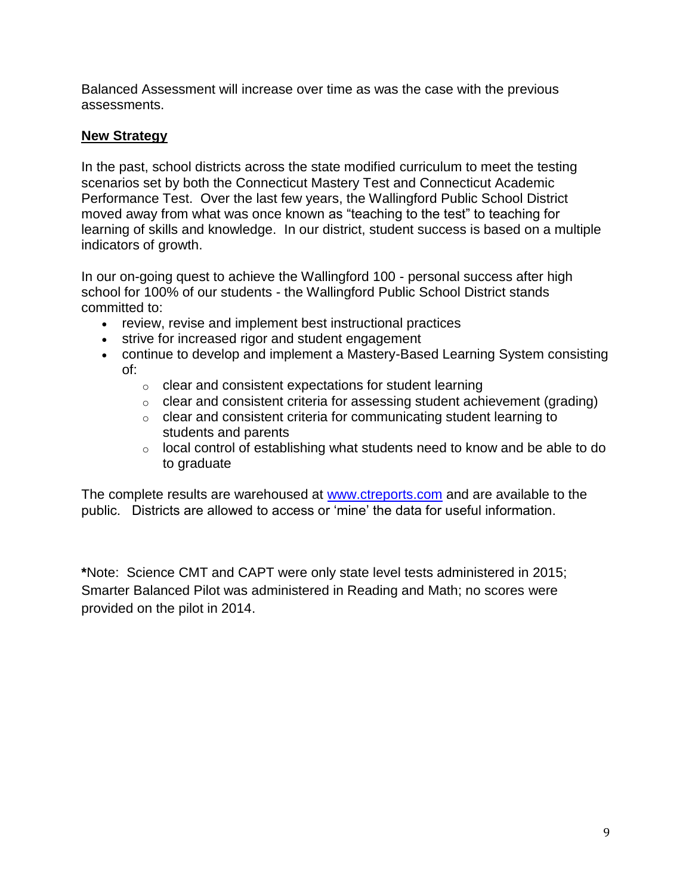Balanced Assessment will increase over time as was the case with the previous assessments.

## New Strategy

In the past, school districts across the state modified curriculum to meet the testing scenarios set by both the Connecticut Mastery Test and Connecticut Academic Performance Test. Over the last few years, the Wallingford Public School District moved away from what was once known as “teaching to the test” to teaching for learning of skills and knowledge. In our district, student success is based on a multiple indicators of growth.

In our on-going quest to achieve the Wallingford 100 - personal success after high school for 100% of our students - the Wallingford Public School District stands committed to:

- review, revise and implement best instructional practices
- strive for increased rigor and student engagement
- continue to develop and implement a Mastery-Based Learning System consisting of:
  - clear and consistent expectations for student learning
  - clear and consistent criteria for assessing student achievement (grading)
  - clear and consistent criteria for communicating student learning to students and parents
  - local control of establishing what students need to know and be able to do to graduate

The complete results are warehoused at [www.ctreports.com](http://www.ctreports.com) and are available to the public. Districts are allowed to access or ‘mine’ the data for useful information.

**\***Note: Science CMT and CAPT were only state level tests administered in 2015; Smarter Balanced Pilot was administered in Reading and Math; no scores were provided on the pilot in 2014.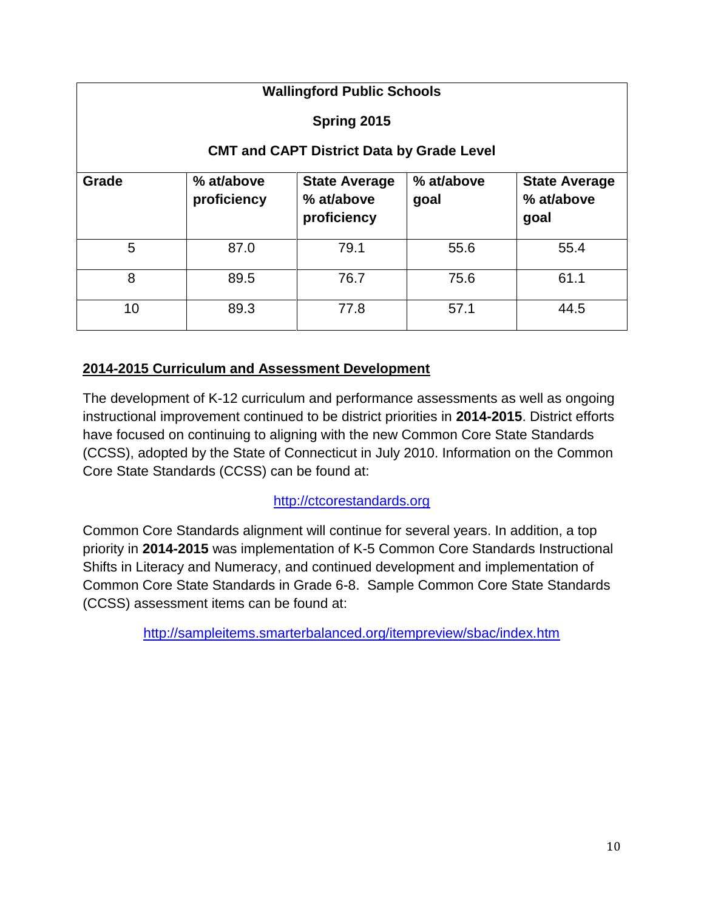| Wallingford Public Schools<br>Spring 2015<br>CMT and CAPT District Data by Grade Level | | | | |
|---|---|---|---|---|
| **Grade** | **% at/above proficiency** | **State Average % at/above proficiency** | **% at/above goal** | **State Average % at/above goal** |
| 5 | 87.0 | 79.1 | 55.6 | 55.4 |
| 8 | 89.5 | 76.7 | 75.6 | 61.1 |
| 10 | 89.3 | 77.8 | 57.1 | 44.5 |

## 2014-2015 Curriculum and Assessment Development

The development of K-12 curriculum and performance assessments as well as ongoing instructional improvement continued to be district priorities in **2014-2015**. District efforts have focused on continuing to aligning with the new Common Core State Standards (CCSS), adopted by the State of Connecticut in July 2010. Information on the Common Core State Standards (CCSS) can be found at:

http://ctcorestandards.org

Common Core Standards alignment will continue for several years. In addition, a top priority in **2014-2015** was implementation of K-5 Common Core Standards Instructional Shifts in Literacy and Numeracy, and continued development and implementation of Common Core State Standards in Grade 6-8. Sample Common Core State Standards (CCSS) assessment items can be found at:

http://sampleitems.smarterbalanced.org/itempreview/sbac/index.htm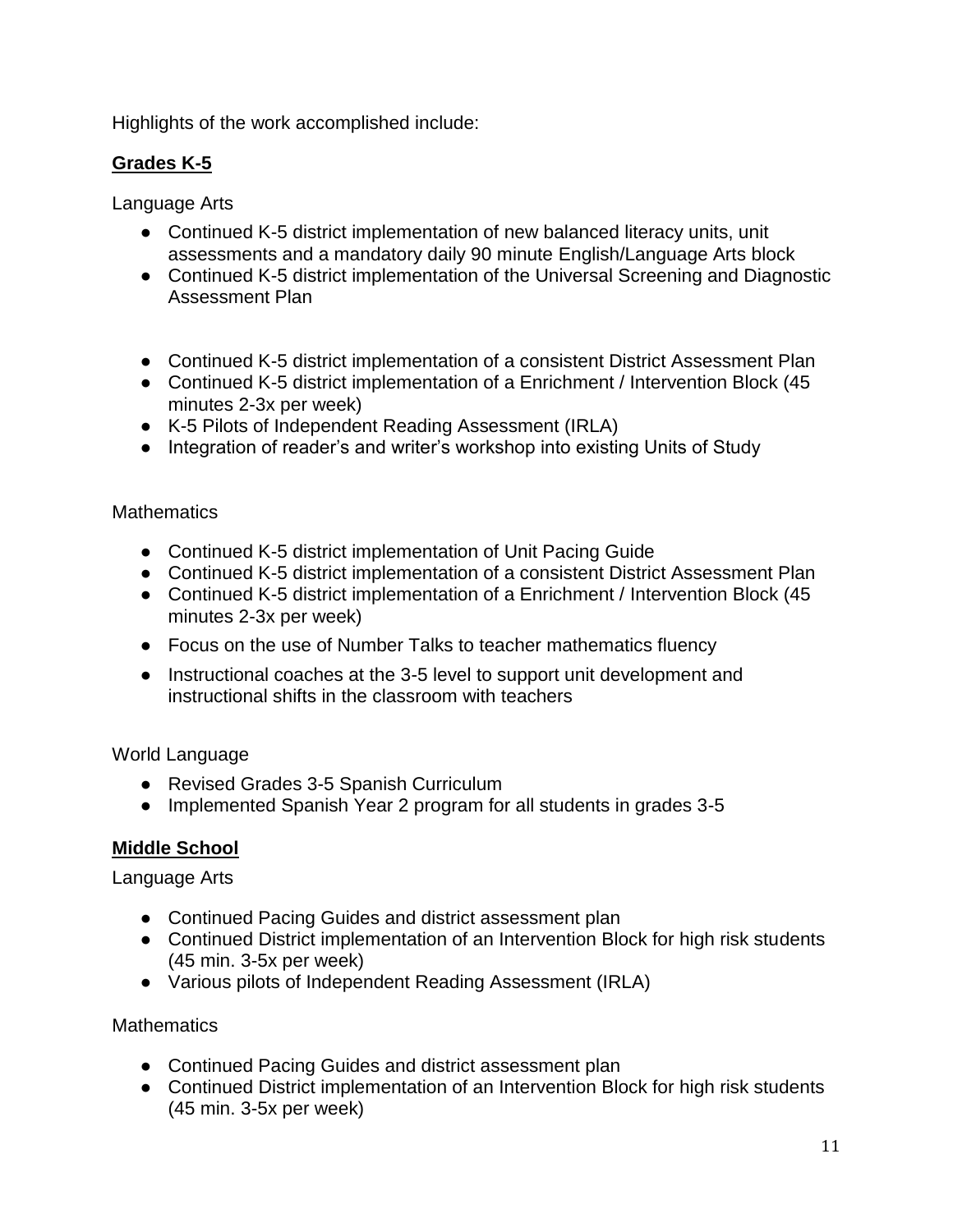Highlights of the work accomplished include:

**Grades K-5**

Language Arts

- Continued K-5 district implementation of new balanced literacy units, unit assessments and a mandatory daily 90 minute English/Language Arts block
- Continued K-5 district implementation of the Universal Screening and Diagnostic Assessment Plan
- Continued K-5 district implementation of a consistent District Assessment Plan
- Continued K-5 district implementation of a Enrichment / Intervention Block (45 minutes 2-3x per week)
- K-5 Pilots of Independent Reading Assessment (IRLA)
- Integration of reader's and writer's workshop into existing Units of Study

Mathematics

- Continued K-5 district implementation of Unit Pacing Guide
- Continued K-5 district implementation of a consistent District Assessment Plan
- Continued K-5 district implementation of a Enrichment / Intervention Block (45 minutes 2-3x per week)
- Focus on the use of Number Talks to teacher mathematics fluency
- Instructional coaches at the 3-5 level to support unit development and instructional shifts in the classroom with teachers

World Language

- Revised Grades 3-5 Spanish Curriculum
- Implemented Spanish Year 2 program for all students in grades 3-5

**Middle School**

Language Arts

- Continued Pacing Guides and district assessment plan
- Continued District implementation of an Intervention Block for high risk students (45 min. 3-5x per week)
- Various pilots of Independent Reading Assessment (IRLA)

Mathematics

- Continued Pacing Guides and district assessment plan
- Continued District implementation of an Intervention Block for high risk students (45 min. 3-5x per week)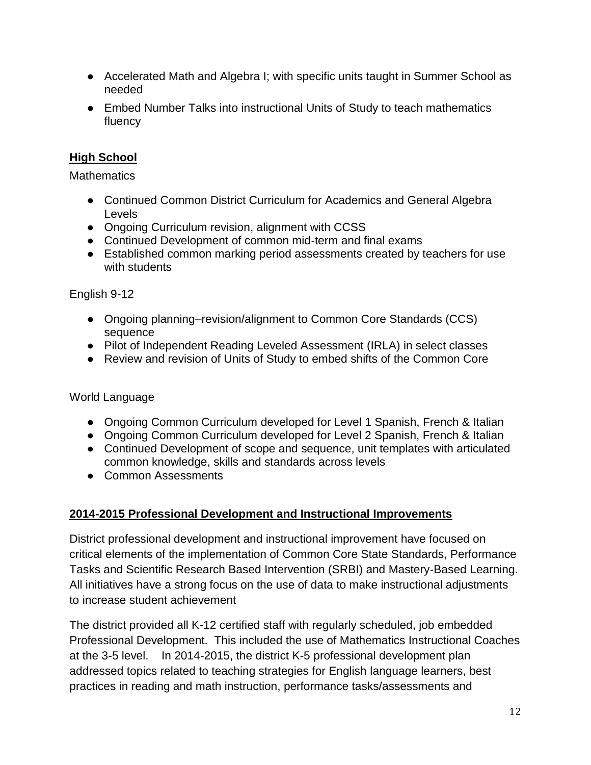- Accelerated Math and Algebra I; with specific units taught in Summer School as needed
- Embed Number Talks into instructional Units of Study to teach mathematics fluency

## High School

Mathematics

- Continued Common District Curriculum for Academics and General Algebra Levels
- Ongoing Curriculum revision, alignment with CCSS
- Continued Development of common mid-term and final exams
- Established common marking period assessments created by teachers for use with students

English 9-12

- Ongoing planning–revision/alignment to Common Core Standards (CCS) sequence
- Pilot of Independent Reading Leveled Assessment (IRLA) in select classes
- Review and revision of Units of Study to embed shifts of the Common Core

World Language

- Ongoing Common Curriculum developed for Level 1 Spanish, French & Italian
- Ongoing Common Curriculum developed for Level 2 Spanish, French & Italian
- Continued Development of scope and sequence, unit templates with articulated common knowledge, skills and standards across levels
- Common Assessments

## 2014-2015 Professional Development and Instructional Improvements

District professional development and instructional improvement have focused on critical elements of the implementation of Common Core State Standards, Performance Tasks and Scientific Research Based Intervention (SRBI) and Mastery-Based Learning. All initiatives have a strong focus on the use of data to make instructional adjustments to increase student achievement

The district provided all K-12 certified staff with regularly scheduled, job embedded Professional Development. This included the use of Mathematics Instructional Coaches at the 3-5 level. In 2014-2015, the district K-5 professional development plan addressed topics related to teaching strategies for English language learners, best practices in reading and math instruction, performance tasks/assessments and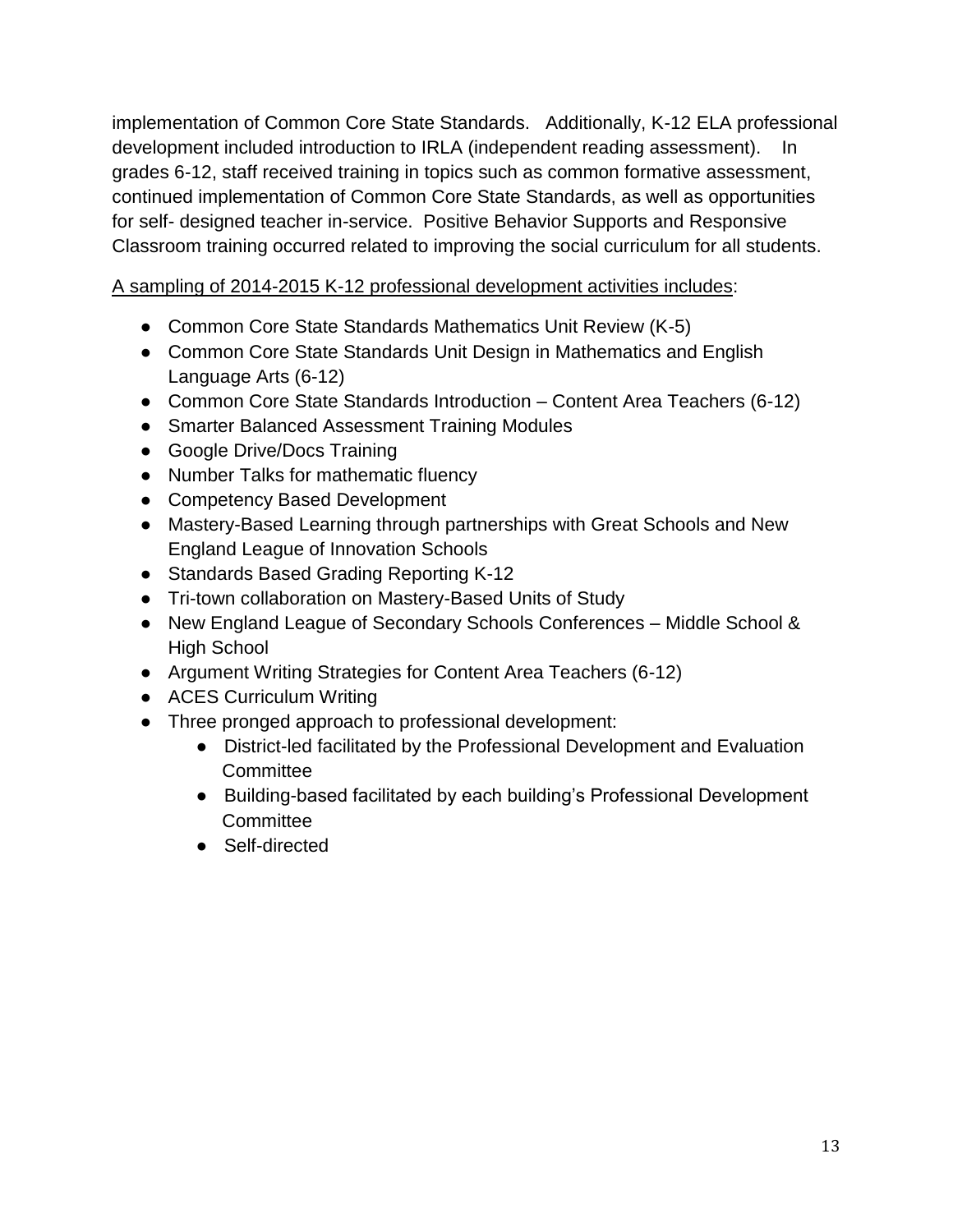implementation of Common Core State Standards. Additionally, K-12 ELA professional development included introduction to IRLA (independent reading assessment). In grades 6-12, staff received training in topics such as common formative assessment, continued implementation of Common Core State Standards, as well as opportunities for self- designed teacher in-service. Positive Behavior Supports and Responsive Classroom training occurred related to improving the social curriculum for all students.

<u>A sampling of 2014-2015 K-12 professional development activities includes</u>:

- Common Core State Standards Mathematics Unit Review (K-5)
- Common Core State Standards Unit Design in Mathematics and English Language Arts (6-12)
- Common Core State Standards Introduction – Content Area Teachers (6-12)
- Smarter Balanced Assessment Training Modules
- Google Drive/Docs Training
- Number Talks for mathematic fluency
- Competency Based Development
- Mastery-Based Learning through partnerships with Great Schools and New England League of Innovation Schools
- Standards Based Grading Reporting K-12
- Tri-town collaboration on Mastery-Based Units of Study
- New England League of Secondary Schools Conferences – Middle School & High School
- Argument Writing Strategies for Content Area Teachers (6-12)
- ACES Curriculum Writing
- Three pronged approach to professional development:
    - District-led facilitated by the Professional Development and Evaluation Committee
    - Building-based facilitated by each building's Professional Development Committee
    - Self-directed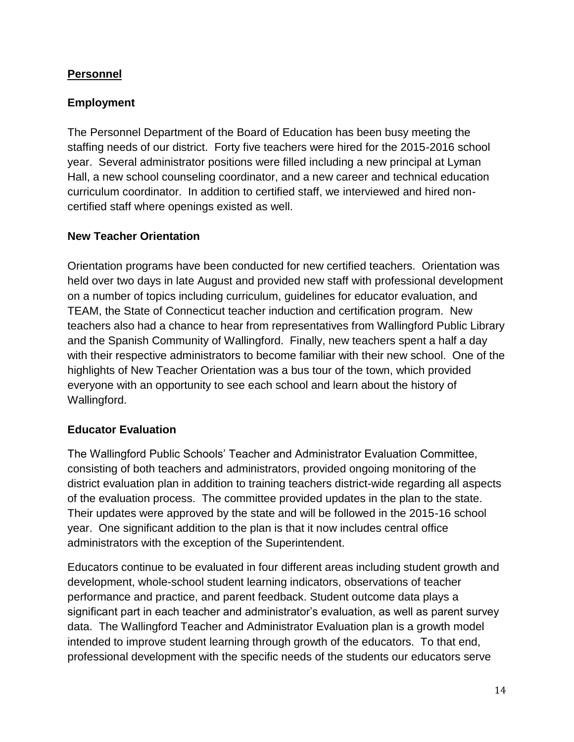## Personnel

### Employment

The Personnel Department of the Board of Education has been busy meeting the staffing needs of our district. Forty five teachers were hired for the 2015-2016 school year. Several administrator positions were filled including a new principal at Lyman Hall, a new school counseling coordinator, and a new career and technical education curriculum coordinator. In addition to certified staff, we interviewed and hired non-certified staff where openings existed as well.

### New Teacher Orientation

Orientation programs have been conducted for new certified teachers. Orientation was held over two days in late August and provided new staff with professional development on a number of topics including curriculum, guidelines for educator evaluation, and TEAM, the State of Connecticut teacher induction and certification program. New teachers also had a chance to hear from representatives from Wallingford Public Library and the Spanish Community of Wallingford. Finally, new teachers spent a half a day with their respective administrators to become familiar with their new school. One of the highlights of New Teacher Orientation was a bus tour of the town, which provided everyone with an opportunity to see each school and learn about the history of Wallingford.

### Educator Evaluation

The Wallingford Public Schools' Teacher and Administrator Evaluation Committee, consisting of both teachers and administrators, provided ongoing monitoring of the district evaluation plan in addition to training teachers district-wide regarding all aspects of the evaluation process. The committee provided updates in the plan to the state. Their updates were approved by the state and will be followed in the 2015-16 school year. One significant addition to the plan is that it now includes central office administrators with the exception of the Superintendent.

Educators continue to be evaluated in four different areas including student growth and development, whole-school student learning indicators, observations of teacher performance and practice, and parent feedback. Student outcome data plays a significant part in each teacher and administrator's evaluation, as well as parent survey data. The Wallingford Teacher and Administrator Evaluation plan is a growth model intended to improve student learning through growth of the educators. To that end, professional development with the specific needs of the students our educators serve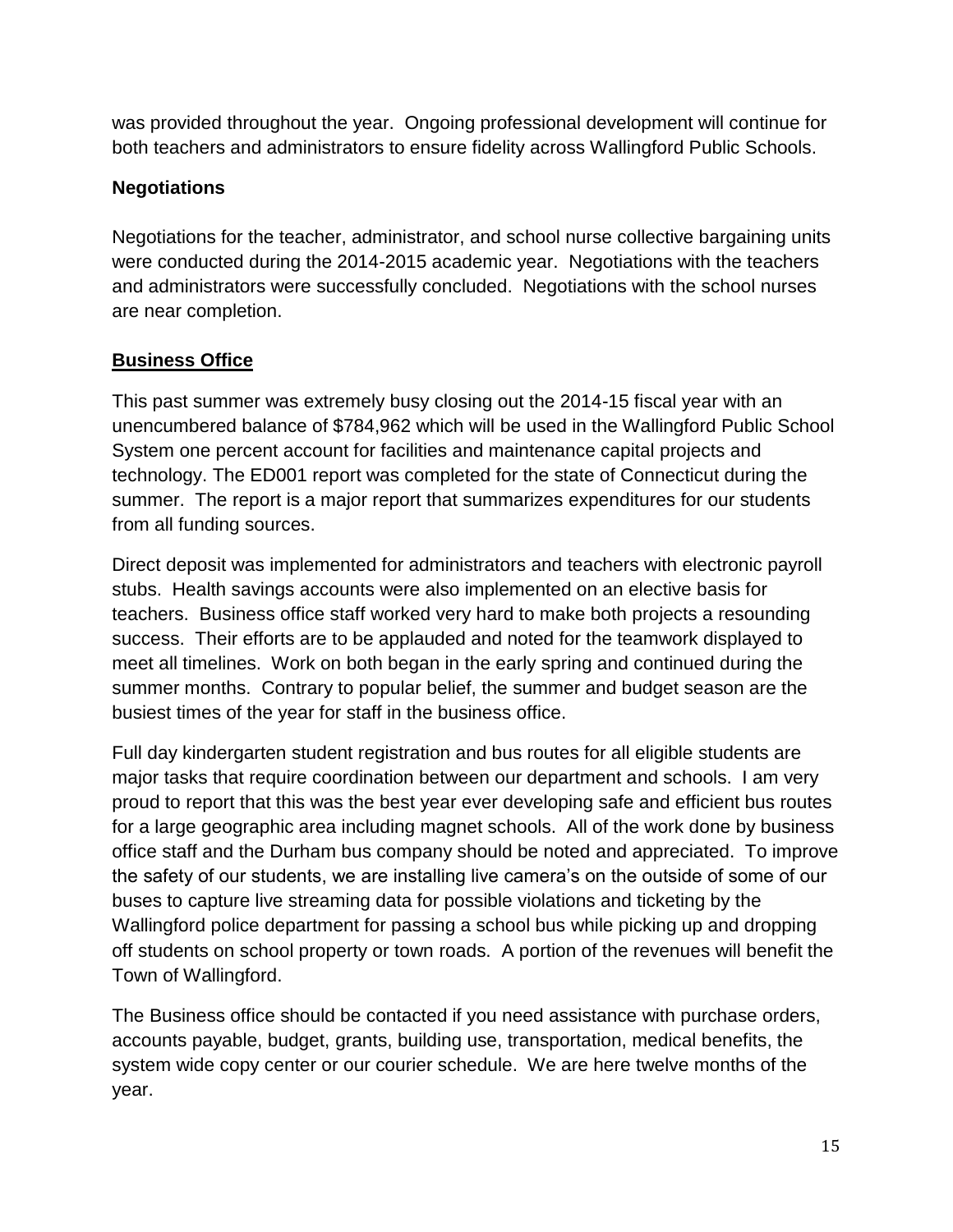was provided throughout the year. Ongoing professional development will continue for both teachers and administrators to ensure fidelity across Wallingford Public Schools.

### Negotiations

Negotiations for the teacher, administrator, and school nurse collective bargaining units were conducted during the 2014-2015 academic year. Negotiations with the teachers and administrators were successfully concluded. Negotiations with the school nurses are near completion.

## Business Office

This past summer was extremely busy closing out the 2014-15 fiscal year with an unencumbered balance of $784,962 which will be used in the Wallingford Public School System one percent account for facilities and maintenance capital projects and technology. The ED001 report was completed for the state of Connecticut during the summer. The report is a major report that summarizes expenditures for our students from all funding sources.

Direct deposit was implemented for administrators and teachers with electronic payroll stubs. Health savings accounts were also implemented on an elective basis for teachers. Business office staff worked very hard to make both projects a resounding success. Their efforts are to be applauded and noted for the teamwork displayed to meet all timelines. Work on both began in the early spring and continued during the summer months. Contrary to popular belief, the summer and budget season are the busiest times of the year for staff in the business office.

Full day kindergarten student registration and bus routes for all eligible students are major tasks that require coordination between our department and schools. I am very proud to report that this was the best year ever developing safe and efficient bus routes for a large geographic area including magnet schools. All of the work done by business office staff and the Durham bus company should be noted and appreciated. To improve the safety of our students, we are installing live camera's on the outside of some of our buses to capture live streaming data for possible violations and ticketing by the Wallingford police department for passing a school bus while picking up and dropping off students on school property or town roads. A portion of the revenues will benefit the Town of Wallingford.

The Business office should be contacted if you need assistance with purchase orders, accounts payable, budget, grants, building use, transportation, medical benefits, the system wide copy center or our courier schedule. We are here twelve months of the year.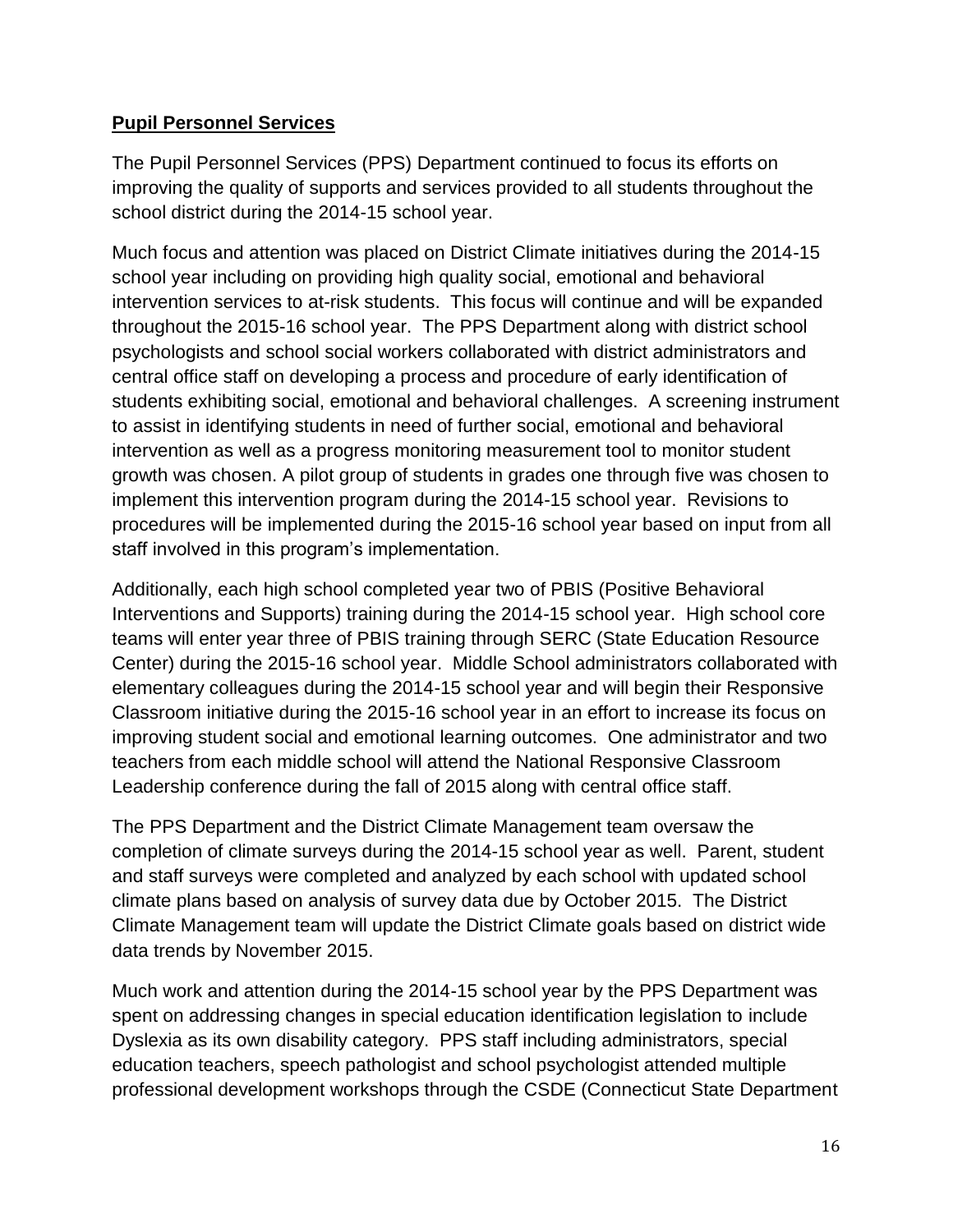**Pupil Personnel Services**

The Pupil Personnel Services (PPS) Department continued to focus its efforts on improving the quality of supports and services provided to all students throughout the school district during the 2014-15 school year.

Much focus and attention was placed on District Climate initiatives during the 2014-15 school year including on providing high quality social, emotional and behavioral intervention services to at-risk students. This focus will continue and will be expanded throughout the 2015-16 school year. The PPS Department along with district school psychologists and school social workers collaborated with district administrators and central office staff on developing a process and procedure of early identification of students exhibiting social, emotional and behavioral challenges. A screening instrument to assist in identifying students in need of further social, emotional and behavioral intervention as well as a progress monitoring measurement tool to monitor student growth was chosen. A pilot group of students in grades one through five was chosen to implement this intervention program during the 2014-15 school year. Revisions to procedures will be implemented during the 2015-16 school year based on input from all staff involved in this program's implementation.

Additionally, each high school completed year two of PBIS (Positive Behavioral Interventions and Supports) training during the 2014-15 school year. High school core teams will enter year three of PBIS training through SERC (State Education Resource Center) during the 2015-16 school year. Middle School administrators collaborated with elementary colleagues during the 2014-15 school year and will begin their Responsive Classroom initiative during the 2015-16 school year in an effort to increase its focus on improving student social and emotional learning outcomes. One administrator and two teachers from each middle school will attend the National Responsive Classroom Leadership conference during the fall of 2015 along with central office staff.

The PPS Department and the District Climate Management team oversaw the completion of climate surveys during the 2014-15 school year as well. Parent, student and staff surveys were completed and analyzed by each school with updated school climate plans based on analysis of survey data due by October 2015. The District Climate Management team will update the District Climate goals based on district wide data trends by November 2015.

Much work and attention during the 2014-15 school year by the PPS Department was spent on addressing changes in special education identification legislation to include Dyslexia as its own disability category. PPS staff including administrators, special education teachers, speech pathologist and school psychologist attended multiple professional development workshops through the CSDE (Connecticut State Department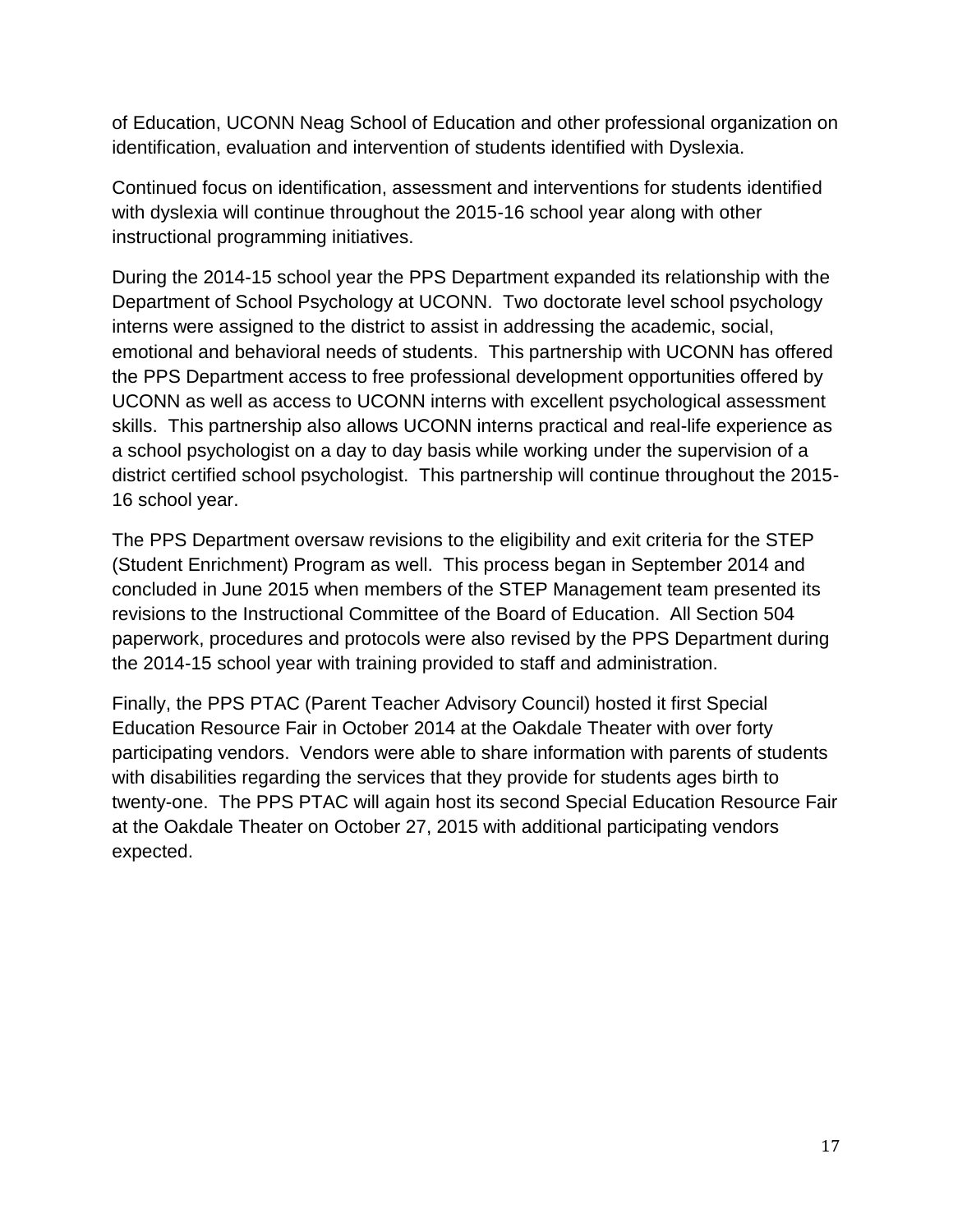of Education, UCONN Neag School of Education and other professional organization on identification, evaluation and intervention of students identified with Dyslexia.

Continued focus on identification, assessment and interventions for students identified with dyslexia will continue throughout the 2015-16 school year along with other instructional programming initiatives.

During the 2014-15 school year the PPS Department expanded its relationship with the Department of School Psychology at UCONN. Two doctorate level school psychology interns were assigned to the district to assist in addressing the academic, social, emotional and behavioral needs of students. This partnership with UCONN has offered the PPS Department access to free professional development opportunities offered by UCONN as well as access to UCONN interns with excellent psychological assessment skills. This partnership also allows UCONN interns practical and real-life experience as a school psychologist on a day to day basis while working under the supervision of a district certified school psychologist. This partnership will continue throughout the 2015-16 school year.

The PPS Department oversaw revisions to the eligibility and exit criteria for the STEP (Student Enrichment) Program as well. This process began in September 2014 and concluded in June 2015 when members of the STEP Management team presented its revisions to the Instructional Committee of the Board of Education. All Section 504 paperwork, procedures and protocols were also revised by the PPS Department during the 2014-15 school year with training provided to staff and administration.

Finally, the PPS PTAC (Parent Teacher Advisory Council) hosted it first Special Education Resource Fair in October 2014 at the Oakdale Theater with over forty participating vendors. Vendors were able to share information with parents of students with disabilities regarding the services that they provide for students ages birth to twenty-one. The PPS PTAC will again host its second Special Education Resource Fair at the Oakdale Theater on October 27, 2015 with additional participating vendors expected.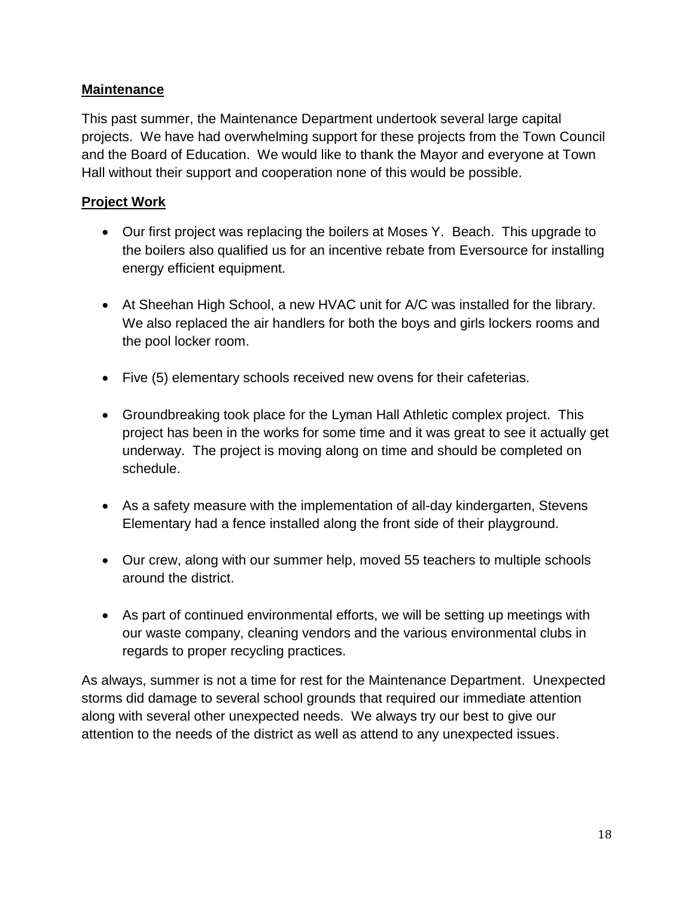**Maintenance**

This past summer, the Maintenance Department undertook several large capital projects. We have had overwhelming support for these projects from the Town Council and the Board of Education. We would like to thank the Mayor and everyone at Town Hall without their support and cooperation none of this would be possible.

**Project Work**

- Our first project was replacing the boilers at Moses Y. Beach. This upgrade to the boilers also qualified us for an incentive rebate from Eversource for installing energy efficient equipment.

- At Sheehan High School, a new HVAC unit for A/C was installed for the library. We also replaced the air handlers for both the boys and girls lockers rooms and the pool locker room.

- Five (5) elementary schools received new ovens for their cafeterias.

- Groundbreaking took place for the Lyman Hall Athletic complex project. This project has been in the works for some time and it was great to see it actually get underway. The project is moving along on time and should be completed on schedule.

- As a safety measure with the implementation of all-day kindergarten, Stevens Elementary had a fence installed along the front side of their playground.

- Our crew, along with our summer help, moved 55 teachers to multiple schools around the district.

- As part of continued environmental efforts, we will be setting up meetings with our waste company, cleaning vendors and the various environmental clubs in regards to proper recycling practices.

As always, summer is not a time for rest for the Maintenance Department. Unexpected storms did damage to several school grounds that required our immediate attention along with several other unexpected needs. We always try our best to give our attention to the needs of the district as well as attend to any unexpected issues.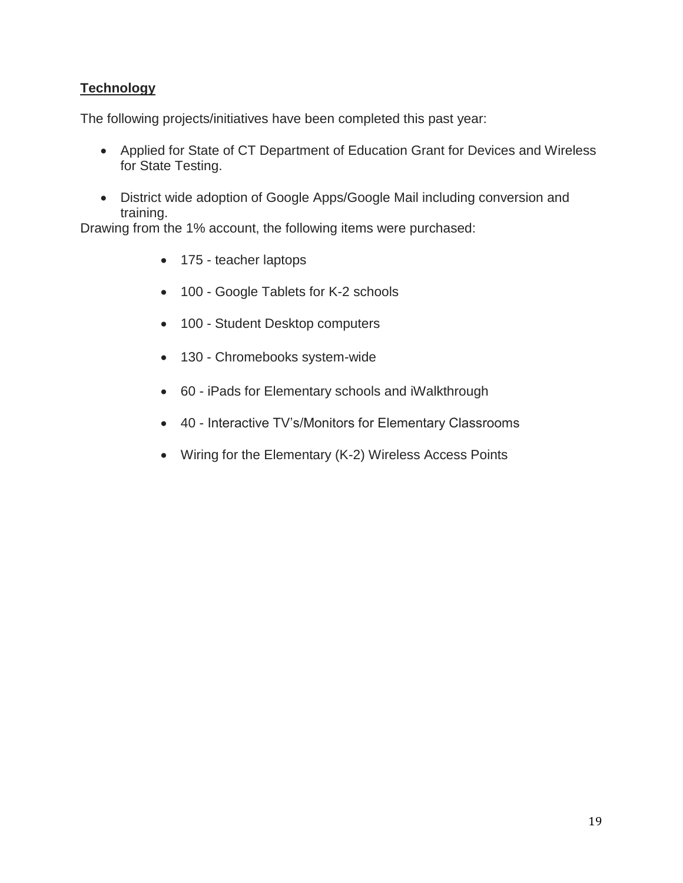## Technology

The following projects/initiatives have been completed this past year:

- Applied for State of CT Department of Education Grant for Devices and Wireless for State Testing.
- District wide adoption of Google Apps/Google Mail including conversion and training.

Drawing from the 1% account, the following items were purchased:

- 175 - teacher laptops
- 100 - Google Tablets for K-2 schools
- 100 - Student Desktop computers
- 130 - Chromebooks system-wide
- 60 - iPads for Elementary schools and iWalkthrough
- 40 - Interactive TV's/Monitors for Elementary Classrooms
- Wiring for the Elementary (K-2) Wireless Access Points